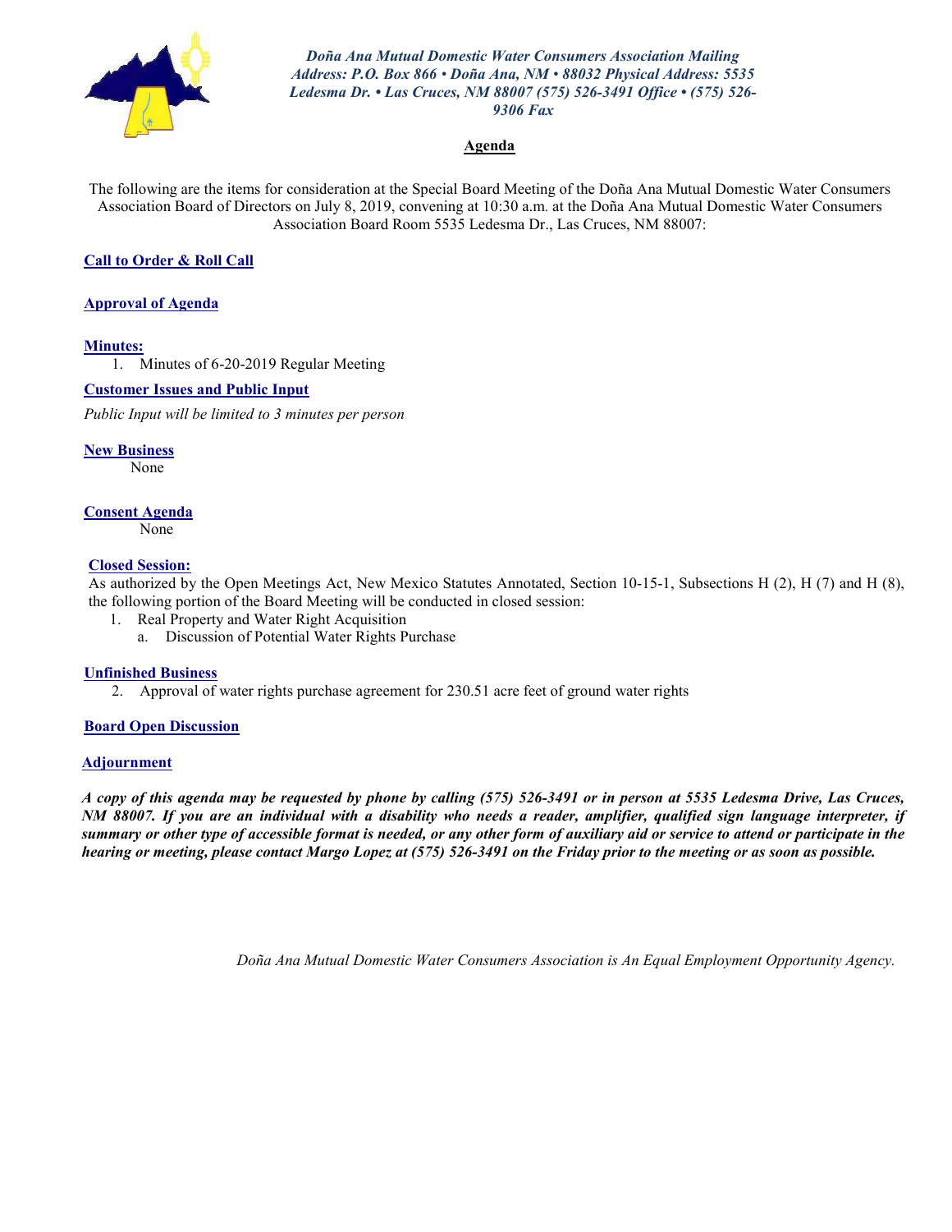*Doña Ana Mutual Domestic Water Consumers Association Mailing Address: P.O. Box 866 • Doña Ana, NM • 88032 Physical Address: 5535 Ledesma Dr. • Las Cruces, NM 88007 (575) 526-3491 Office • (575) 526-9306 Fax*

## Agenda

The following are the items for consideration at the Special Board Meeting of the Doña Ana Mutual Domestic Water Consumers Association Board of Directors on July 8, 2019, convening at 10:30 a.m. at the Doña Ana Mutual Domestic Water Consumers Association Board Room 5535 Ledesma Dr., Las Cruces, NM 88007:

**Call to Order & Roll Call**

**Approval of Agenda**

**Minutes:**

1. Minutes of 6-20-2019 Regular Meeting

**Customer Issues and Public Input**

*Public Input will be limited to 3 minutes per person*

**New Business**

None

**Consent Agenda**

None

**Closed Session:**

As authorized by the Open Meetings Act, New Mexico Statutes Annotated, Section 10-15-1, Subsections H (2), H (7) and H (8), the following portion of the Board Meeting will be conducted in closed session:

1. Real Property and Water Right Acquisition
   a. Discussion of Potential Water Rights Purchase

**Unfinished Business**

2. Approval of water rights purchase agreement for 230.51 acre feet of ground water rights

**Board Open Discussion**

**Adjournment**

***A copy of this agenda may be requested by phone by calling (575) 526-3491 or in person at 5535 Ledesma Drive, Las Cruces, NM 88007. If you are an individual with a disability who needs a reader, amplifier, qualified sign language interpreter, if summary or other type of accessible format is needed, or any other form of auxiliary aid or service to attend or participate in the hearing or meeting, please contact Margo Lopez at (575) 526-3491 on the Friday prior to the meeting or as soon as possible.***

*Doña Ana Mutual Domestic Water Consumers Association is An Equal Employment Opportunity Agency.*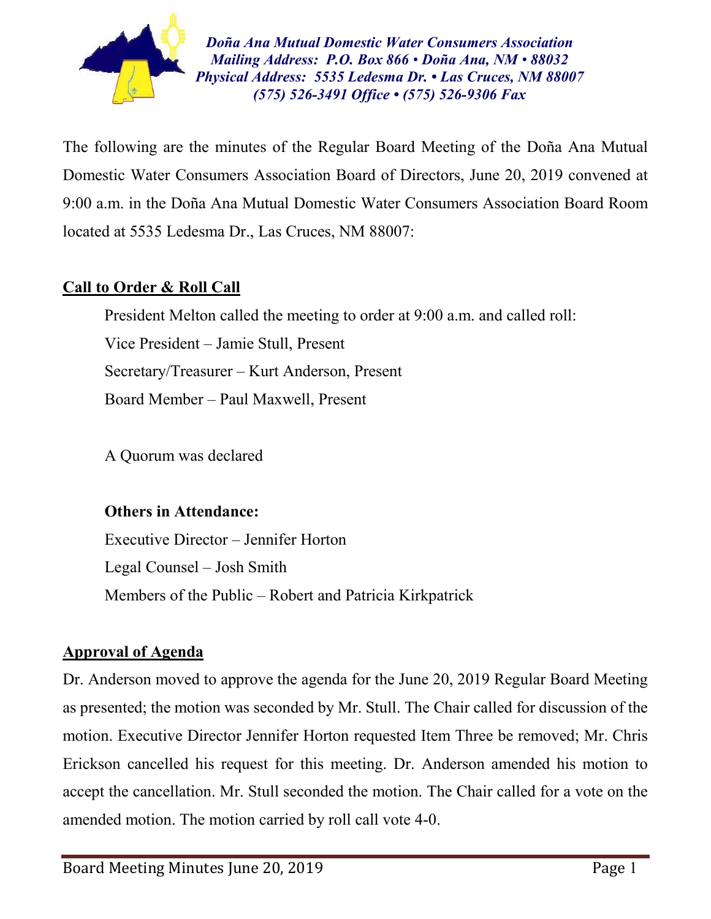*Doña Ana Mutual Domestic Water Consumers Association*
*Mailing Address: P.O. Box 866 • Doña Ana, NM • 88032*
*Physical Address: 5535 Ledesma Dr. • Las Cruces, NM 88007*
*(575) 526-3491 Office • (575) 526-9306 Fax*

The following are the minutes of the Regular Board Meeting of the Doña Ana Mutual Domestic Water Consumers Association Board of Directors, June 20, 2019 convened at 9:00 a.m. in the Doña Ana Mutual Domestic Water Consumers Association Board Room located at 5535 Ledesma Dr., Las Cruces, NM 88007:

## Call to Order & Roll Call

President Melton called the meeting to order at 9:00 a.m. and called roll:
Vice President – Jamie Stull, Present
Secretary/Treasurer – Kurt Anderson, Present
Board Member – Paul Maxwell, Present

A Quorum was declared

**Others in Attendance:**
Executive Director – Jennifer Horton
Legal Counsel – Josh Smith
Members of the Public – Robert and Patricia Kirkpatrick

## Approval of Agenda

Dr. Anderson moved to approve the agenda for the June 20, 2019 Regular Board Meeting as presented; the motion was seconded by Mr. Stull. The Chair called for discussion of the motion. Executive Director Jennifer Horton requested Item Three be removed; Mr. Chris Erickson cancelled his request for this meeting. Dr. Anderson amended his motion to accept the cancellation. Mr. Stull seconded the motion. The Chair called for a vote on the amended motion. The motion carried by roll call vote 4-0.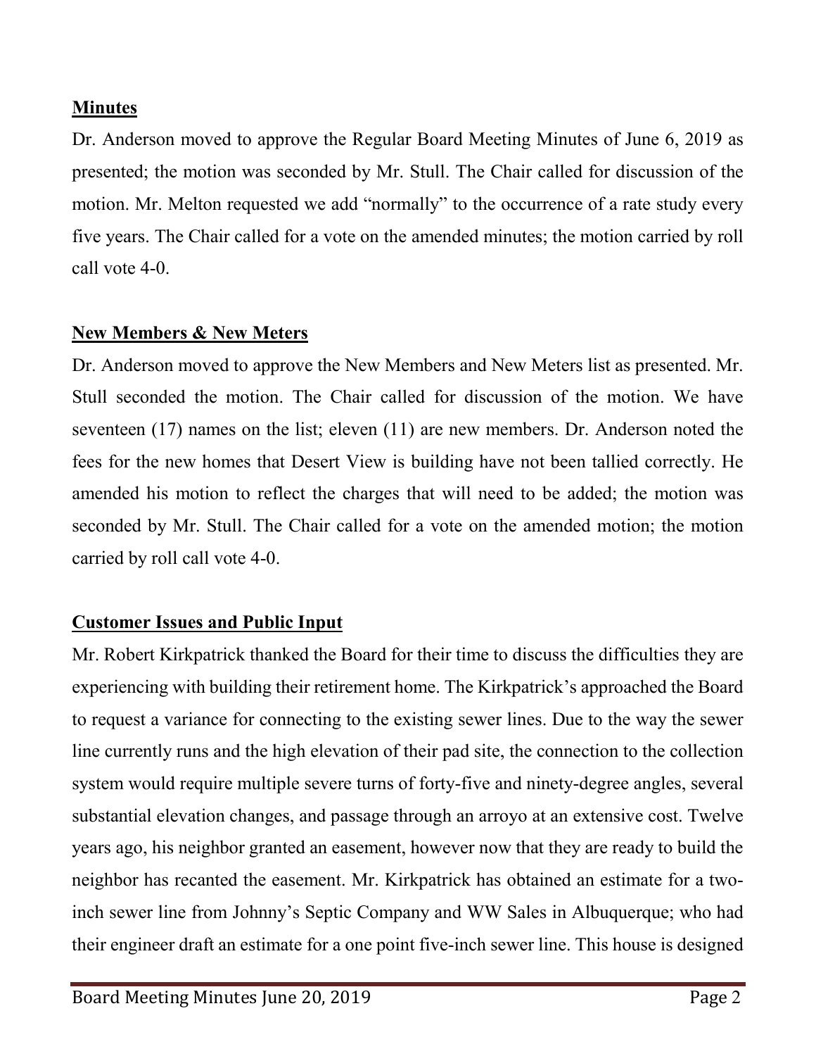**Minutes**

Dr. Anderson moved to approve the Regular Board Meeting Minutes of June 6, 2019 as presented; the motion was seconded by Mr. Stull. The Chair called for discussion of the motion. Mr. Melton requested we add "normally" to the occurrence of a rate study every five years. The Chair called for a vote on the amended minutes; the motion carried by roll call vote 4-0.

**New Members & New Meters**

Dr. Anderson moved to approve the New Members and New Meters list as presented. Mr. Stull seconded the motion. The Chair called for discussion of the motion. We have seventeen (17) names on the list; eleven (11) are new members. Dr. Anderson noted the fees for the new homes that Desert View is building have not been tallied correctly. He amended his motion to reflect the charges that will need to be added; the motion was seconded by Mr. Stull. The Chair called for a vote on the amended motion; the motion carried by roll call vote 4-0.

**Customer Issues and Public Input**

Mr. Robert Kirkpatrick thanked the Board for their time to discuss the difficulties they are experiencing with building their retirement home. The Kirkpatrick's approached the Board to request a variance for connecting to the existing sewer lines. Due to the way the sewer line currently runs and the high elevation of their pad site, the connection to the collection system would require multiple severe turns of forty-five and ninety-degree angles, several substantial elevation changes, and passage through an arroyo at an extensive cost. Twelve years ago, his neighbor granted an easement, however now that they are ready to build the neighbor has recanted the easement. Mr. Kirkpatrick has obtained an estimate for a two-inch sewer line from Johnny's Septic Company and WW Sales in Albuquerque; who had their engineer draft an estimate for a one point five-inch sewer line. This house is designed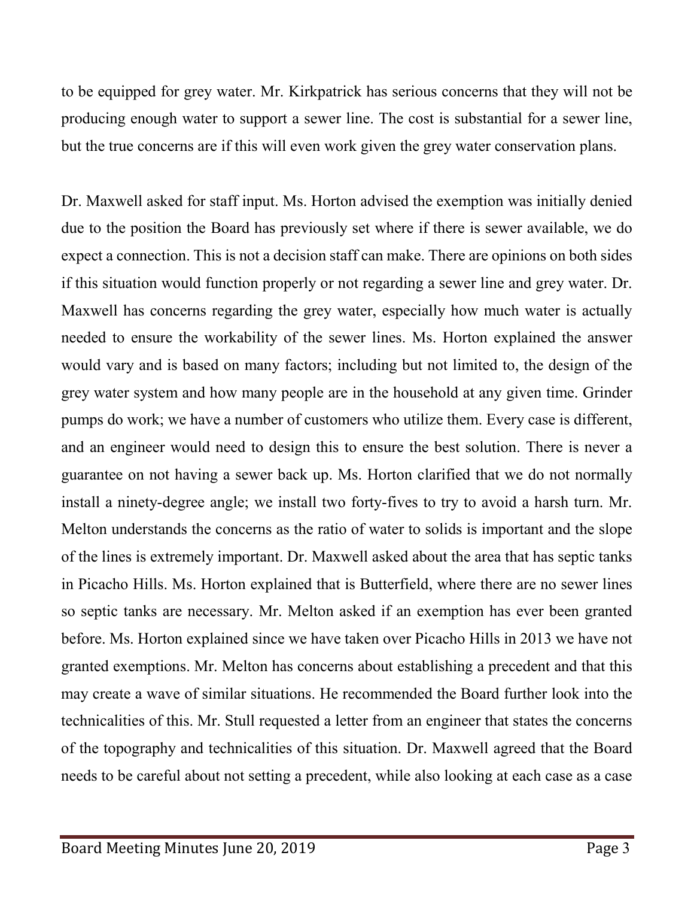to be equipped for grey water. Mr. Kirkpatrick has serious concerns that they will not be producing enough water to support a sewer line. The cost is substantial for a sewer line, but the true concerns are if this will even work given the grey water conservation plans.

Dr. Maxwell asked for staff input. Ms. Horton advised the exemption was initially denied due to the position the Board has previously set where if there is sewer available, we do expect a connection. This is not a decision staff can make. There are opinions on both sides if this situation would function properly or not regarding a sewer line and grey water. Dr. Maxwell has concerns regarding the grey water, especially how much water is actually needed to ensure the workability of the sewer lines. Ms. Horton explained the answer would vary and is based on many factors; including but not limited to, the design of the grey water system and how many people are in the household at any given time. Grinder pumps do work; we have a number of customers who utilize them. Every case is different, and an engineer would need to design this to ensure the best solution. There is never a guarantee on not having a sewer back up. Ms. Horton clarified that we do not normally install a ninety-degree angle; we install two forty-fives to try to avoid a harsh turn. Mr. Melton understands the concerns as the ratio of water to solids is important and the slope of the lines is extremely important. Dr. Maxwell asked about the area that has septic tanks in Picacho Hills. Ms. Horton explained that is Butterfield, where there are no sewer lines so septic tanks are necessary. Mr. Melton asked if an exemption has ever been granted before. Ms. Horton explained since we have taken over Picacho Hills in 2013 we have not granted exemptions. Mr. Melton has concerns about establishing a precedent and that this may create a wave of similar situations. He recommended the Board further look into the technicalities of this. Mr. Stull requested a letter from an engineer that states the concerns of the topography and technicalities of this situation. Dr. Maxwell agreed that the Board needs to be careful about not setting a precedent, while also looking at each case as a case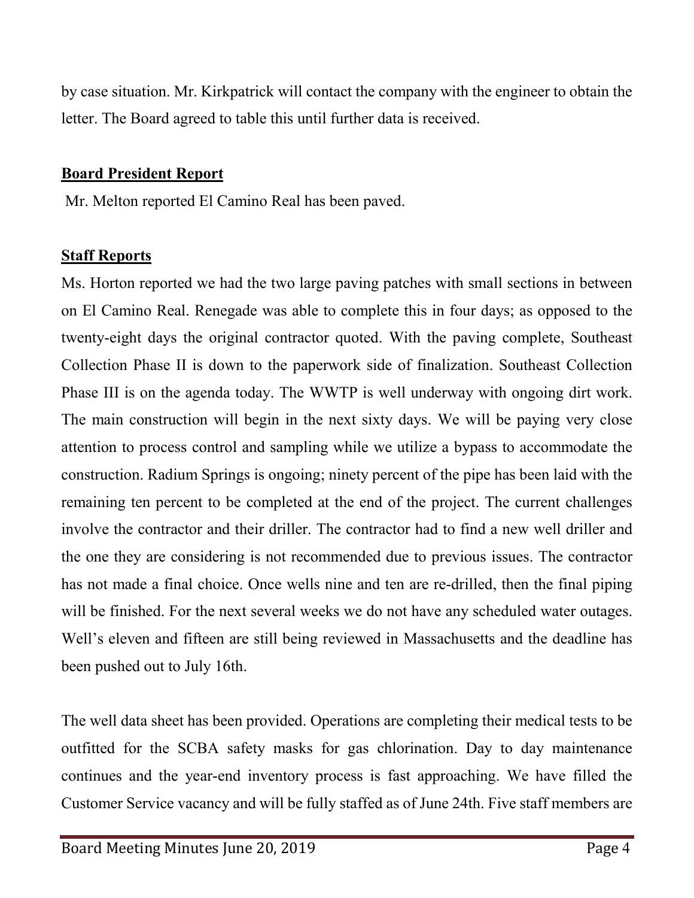by case situation. Mr. Kirkpatrick will contact the company with the engineer to obtain the letter. The Board agreed to table this until further data is received.

**Board President Report**

Mr. Melton reported El Camino Real has been paved.

**Staff Reports**

Ms. Horton reported we had the two large paving patches with small sections in between on El Camino Real. Renegade was able to complete this in four days; as opposed to the twenty-eight days the original contractor quoted. With the paving complete, Southeast Collection Phase II is down to the paperwork side of finalization. Southeast Collection Phase III is on the agenda today. The WWTP is well underway with ongoing dirt work. The main construction will begin in the next sixty days. We will be paying very close attention to process control and sampling while we utilize a bypass to accommodate the construction. Radium Springs is ongoing; ninety percent of the pipe has been laid with the remaining ten percent to be completed at the end of the project. The current challenges involve the contractor and their driller. The contractor had to find a new well driller and the one they are considering is not recommended due to previous issues. The contractor has not made a final choice. Once wells nine and ten are re-drilled, then the final piping will be finished. For the next several weeks we do not have any scheduled water outages. Well's eleven and fifteen are still being reviewed in Massachusetts and the deadline has been pushed out to July 16th.

The well data sheet has been provided. Operations are completing their medical tests to be outfitted for the SCBA safety masks for gas chlorination. Day to day maintenance continues and the year-end inventory process is fast approaching. We have filled the Customer Service vacancy and will be fully staffed as of June 24th. Five staff members are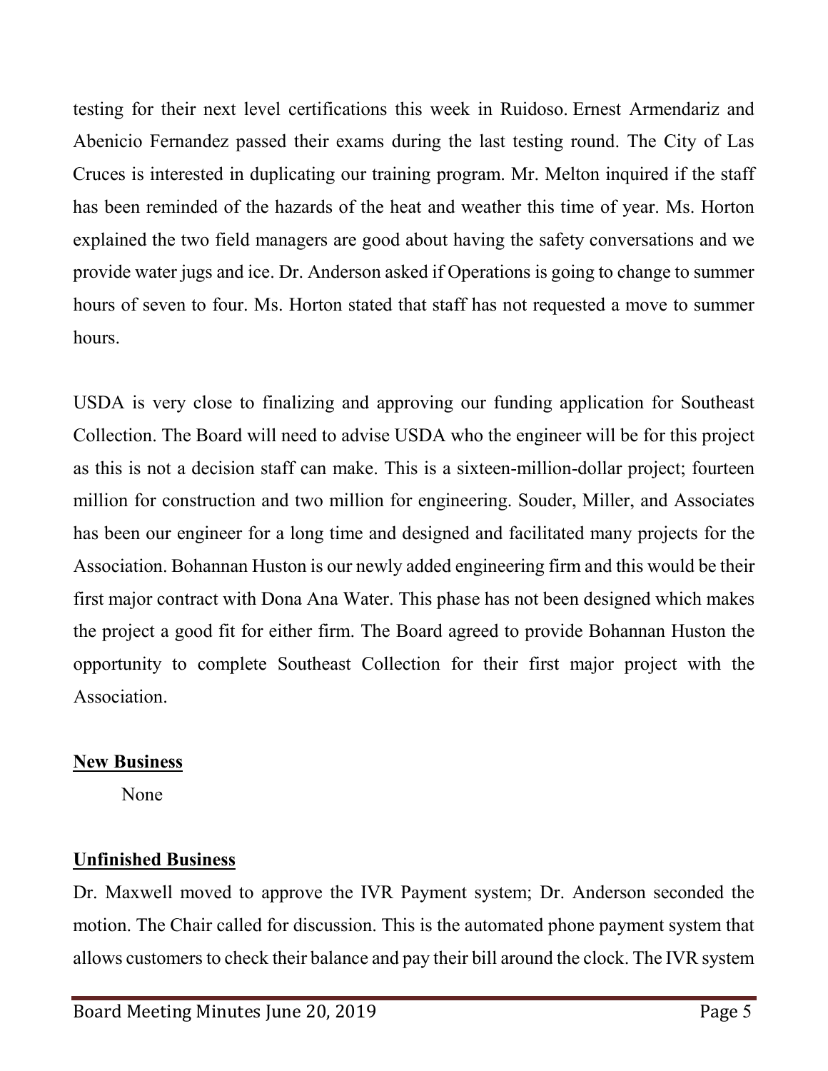testing for their next level certifications this week in Ruidoso. Ernest Armendariz and Abenicio Fernandez passed their exams during the last testing round. The City of Las Cruces is interested in duplicating our training program. Mr. Melton inquired if the staff has been reminded of the hazards of the heat and weather this time of year. Ms. Horton explained the two field managers are good about having the safety conversations and we provide water jugs and ice. Dr. Anderson asked if Operations is going to change to summer hours of seven to four. Ms. Horton stated that staff has not requested a move to summer hours.

USDA is very close to finalizing and approving our funding application for Southeast Collection. The Board will need to advise USDA who the engineer will be for this project as this is not a decision staff can make. This is a sixteen-million-dollar project; fourteen million for construction and two million for engineering. Souder, Miller, and Associates has been our engineer for a long time and designed and facilitated many projects for the Association. Bohannan Huston is our newly added engineering firm and this would be their first major contract with Dona Ana Water. This phase has not been designed which makes the project a good fit for either firm. The Board agreed to provide Bohannan Huston the opportunity to complete Southeast Collection for their first major project with the Association.

**New Business**

None

**Unfinished Business**

Dr. Maxwell moved to approve the IVR Payment system; Dr. Anderson seconded the motion. The Chair called for discussion. This is the automated phone payment system that allows customers to check their balance and pay their bill around the clock. The IVR system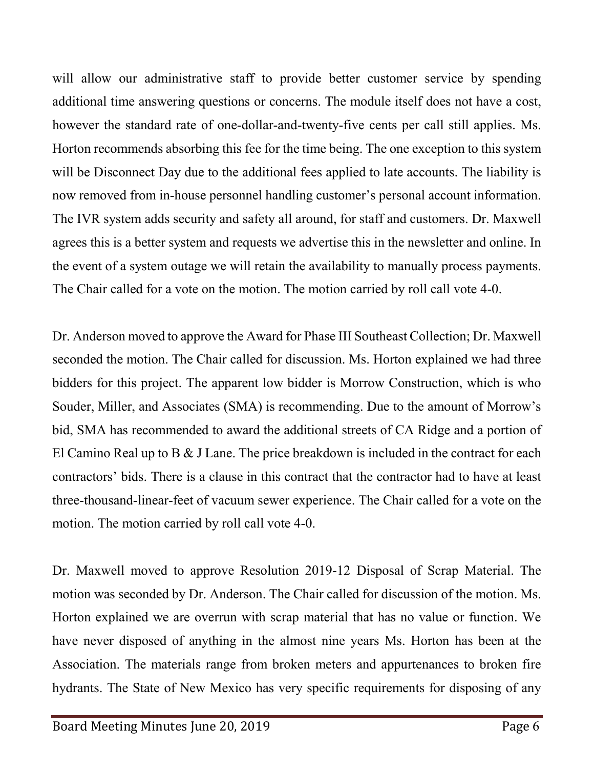will allow our administrative staff to provide better customer service by spending additional time answering questions or concerns. The module itself does not have a cost, however the standard rate of one-dollar-and-twenty-five cents per call still applies. Ms. Horton recommends absorbing this fee for the time being. The one exception to this system will be Disconnect Day due to the additional fees applied to late accounts. The liability is now removed from in-house personnel handling customer's personal account information. The IVR system adds security and safety all around, for staff and customers. Dr. Maxwell agrees this is a better system and requests we advertise this in the newsletter and online. In the event of a system outage we will retain the availability to manually process payments. The Chair called for a vote on the motion. The motion carried by roll call vote 4-0.

Dr. Anderson moved to approve the Award for Phase III Southeast Collection; Dr. Maxwell seconded the motion. The Chair called for discussion. Ms. Horton explained we had three bidders for this project. The apparent low bidder is Morrow Construction, which is who Souder, Miller, and Associates (SMA) is recommending. Due to the amount of Morrow's bid, SMA has recommended to award the additional streets of CA Ridge and a portion of El Camino Real up to B & J Lane. The price breakdown is included in the contract for each contractors' bids. There is a clause in this contract that the contractor had to have at least three-thousand-linear-feet of vacuum sewer experience. The Chair called for a vote on the motion. The motion carried by roll call vote 4-0.

Dr. Maxwell moved to approve Resolution 2019-12 Disposal of Scrap Material. The motion was seconded by Dr. Anderson. The Chair called for discussion of the motion. Ms. Horton explained we are overrun with scrap material that has no value or function. We have never disposed of anything in the almost nine years Ms. Horton has been at the Association. The materials range from broken meters and appurtenances to broken fire hydrants. The State of New Mexico has very specific requirements for disposing of any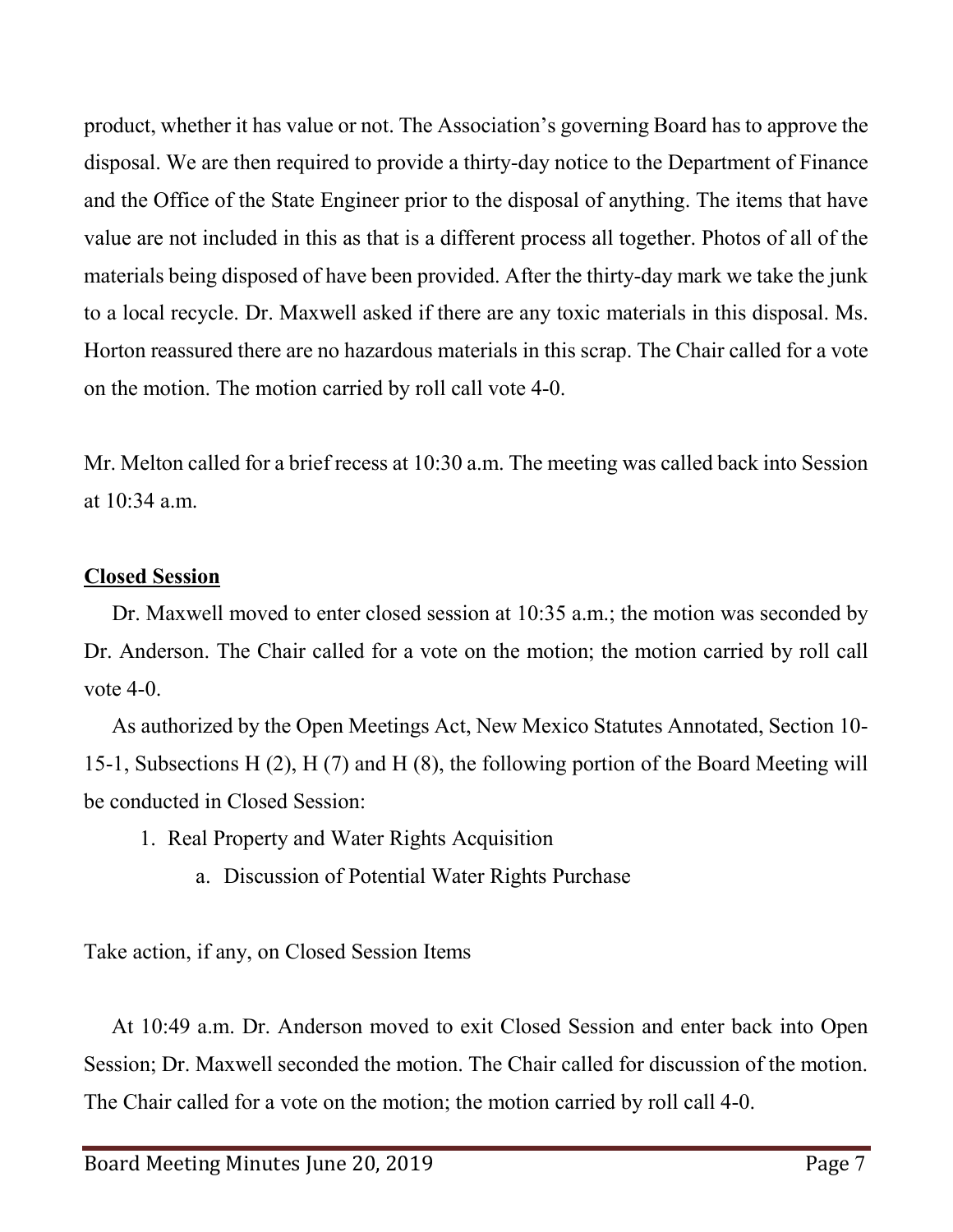product, whether it has value or not. The Association's governing Board has to approve the disposal. We are then required to provide a thirty-day notice to the Department of Finance and the Office of the State Engineer prior to the disposal of anything. The items that have value are not included in this as that is a different process all together. Photos of all of the materials being disposed of have been provided. After the thirty-day mark we take the junk to a local recycle. Dr. Maxwell asked if there are any toxic materials in this disposal. Ms. Horton reassured there are no hazardous materials in this scrap. The Chair called for a vote on the motion. The motion carried by roll call vote 4-0.

Mr. Melton called for a brief recess at 10:30 a.m. The meeting was called back into Session at 10:34 a.m.

**Closed Session**

Dr. Maxwell moved to enter closed session at 10:35 a.m.; the motion was seconded by Dr. Anderson. The Chair called for a vote on the motion; the motion carried by roll call vote 4-0.

As authorized by the Open Meetings Act, New Mexico Statutes Annotated, Section 10-15-1, Subsections H (2), H (7) and H (8), the following portion of the Board Meeting will be conducted in Closed Session:

1. Real Property and Water Rights Acquisition
    a. Discussion of Potential Water Rights Purchase

Take action, if any, on Closed Session Items

At 10:49 a.m. Dr. Anderson moved to exit Closed Session and enter back into Open Session; Dr. Maxwell seconded the motion. The Chair called for discussion of the motion. The Chair called for a vote on the motion; the motion carried by roll call 4-0.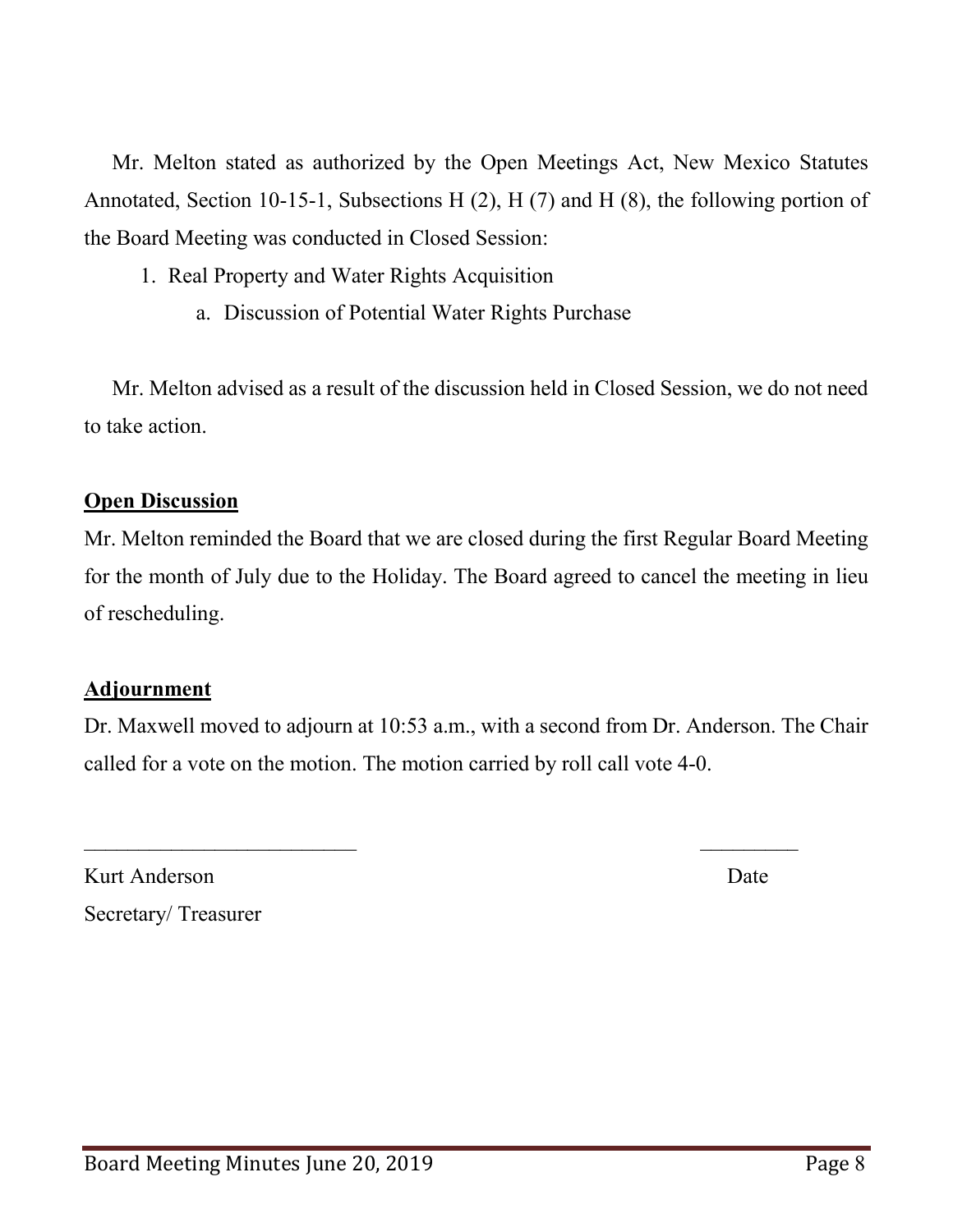Mr. Melton stated as authorized by the Open Meetings Act, New Mexico Statutes Annotated, Section 10-15-1, Subsections H (2), H (7) and H (8), the following portion of the Board Meeting was conducted in Closed Session:

1. Real Property and Water Rights Acquisition
   a. Discussion of Potential Water Rights Purchase

Mr. Melton advised as a result of the discussion held in Closed Session, we do not need to take action.

**Open Discussion**

Mr. Melton reminded the Board that we are closed during the first Regular Board Meeting for the month of July due to the Holiday. The Board agreed to cancel the meeting in lieu of rescheduling.

**Adjournment**

Dr. Maxwell moved to adjourn at 10:53 a.m., with a second from Dr. Anderson. The Chair called for a vote on the motion. The motion carried by roll call vote 4-0.

\_\_\_\_\_\_\_\_\_\_\_\_\_\_\_\_\_\_\_\_\_\_\_\_\_\_ \_\_\_\_\_\_\_\_\_\_

Kurt Anderson Date

Secretary/ Treasurer